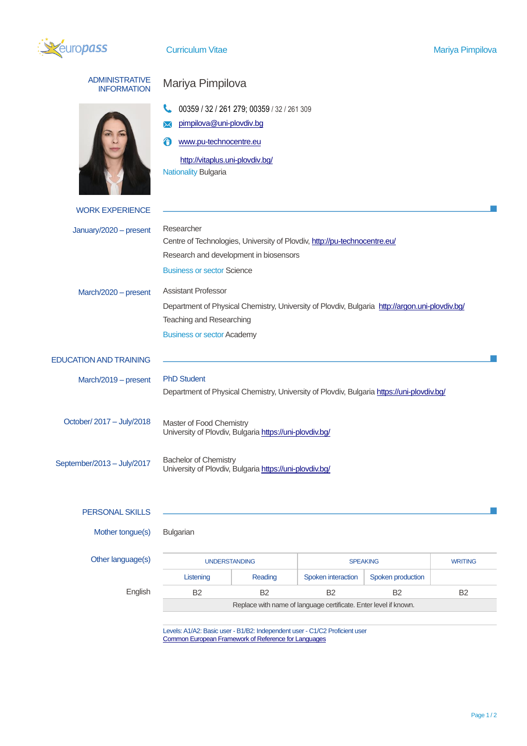Curriculum Vitae — Mariya Pimpilova

## ADMINISTRATIVE INFORMATION

# Mariya Pimpilova

00359 / 32 / 261 279; 00359 / 32 / 261 309

pimpilova@uni-plovdiv.bg

www.pu-technocentre.eu

http://vitaplus.uni-plovdiv.bg/

Nationality Bulgaria

## WORK EXPERIENCE

**January/2020 – present**

Researcher

Centre of Technologies, University of Plovdiv, http://pu-technocentre.eu/

Research and development in biosensors

Business or sector Science

**March/2020 – present**

Assistant Professor

Department of Physical Chemistry, University of Plovdiv, Bulgaria http://argon.uni-plovdiv.bg/

Teaching and Researching

Business or sector Academy

## EDUCATION AND TRAINING

**March/2019 – present**

PhD Student

Department of Physical Chemistry, University of Plovdiv, Bulgaria https://uni-plovdiv.bg/

**October/ 2017 – July/2018**

Master of Food Chemistry

University of Plovdiv, Bulgaria https://uni-plovdiv.bg/

**September/2013 – July/2017**

Bachelor of Chemistry

University of Plovdiv, Bulgaria https://uni-plovdiv.bg/

## PERSONAL SKILLS

**Mother tongue(s)** Bulgarian

**Other language(s)**

| | UNDERSTANDING | | SPEAKING | | WRITING |
|---|---|---|---|---|---|
| | Listening | Reading | Spoken interaction | Spoken production | |
| English | B2 | B2 | B2 | B2 | B2 |
| | Replace with name of language certificate. Enter level if known. | | | | |

Levels: A1/A2: Basic user - B1/B2: Independent user - C1/C2 Proficient user
Common European Framework of Reference for Languages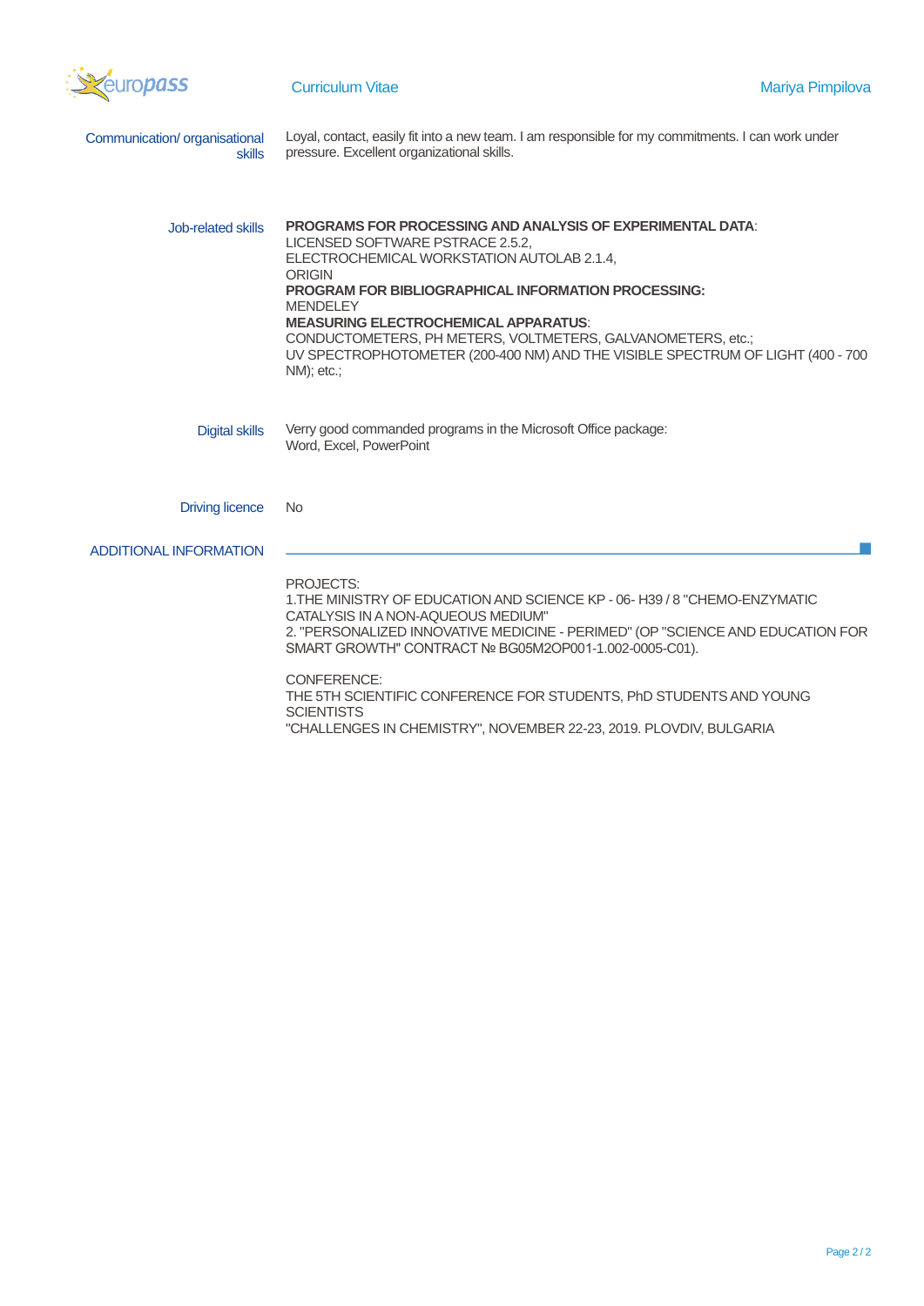**Communication/ organisational skills**

Loyal, contact, easily fit into a new team. I am responsible for my commitments. I can work under pressure. Excellent organizational skills.

**Job-related skills**

**PROGRAMS FOR PROCESSING AND ANALYSIS OF EXPERIMENTAL DATA**:
LICENSED SOFTWARE PSTRACE 2.5.2,
ELECTROCHEMICAL WORKSTATION AUTOLAB 2.1.4,
ORIGIN
**PROGRAM FOR BIBLIOGRAPHICAL INFORMATION PROCESSING:**
MENDELEY
**MEASURING ELECTROCHEMICAL APPARATUS**:
CONDUCTOMETERS, PH METERS, VOLTMETERS, GALVANOMETERS, etc.;
UV SPECTROPHOTOMETER (200-400 NM) AND THE VISIBLE SPECTRUM OF LIGHT (400 - 700 NM); etc.;

**Digital skills**

Very good commanded programs in the Microsoft Office package:
Word, Excel, PowerPoint

**Driving licence**

No

## ADDITIONAL INFORMATION

PROJECTS:
1.THE MINISTRY OF EDUCATION AND SCIENCE KP - 06- H39 / 8 "CHEMO-ENZYMATIC CATALYSIS IN A NON-AQUEOUS MEDIUM"
2. "PERSONALIZED INNOVATIVE MEDICINE - PERIMED" (OP "SCIENCE AND EDUCATION FOR SMART GROWTH" CONTRACT № BG05M2OP001-1.002-0005-C01).

CONFERENCE:
THE 5TH SCIENTIFIC CONFERENCE FOR STUDENTS, PhD STUDENTS AND YOUNG SCIENTISTS
"CHALLENGES IN CHEMISTRY", NOVEMBER 22-23, 2019. PLOVDIV, BULGARIA